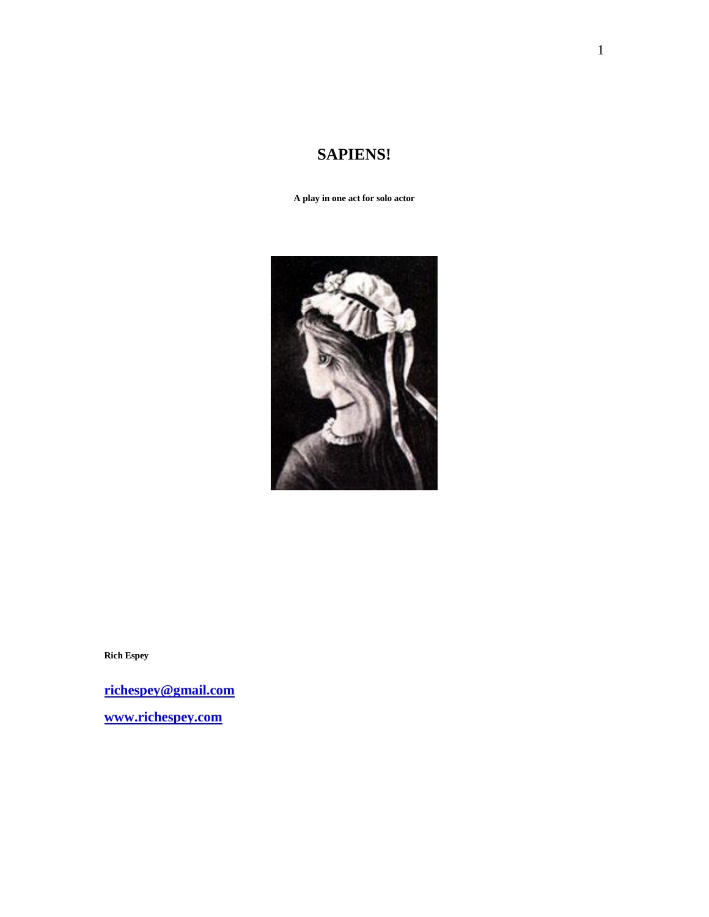# SAPIENS!

**A play in one act for solo actor**

**Rich Espey**

**[richespey@gmail.com](mailto:richespey@gmail.com)**

**[www.richespey.com](http://www.richespey.com)**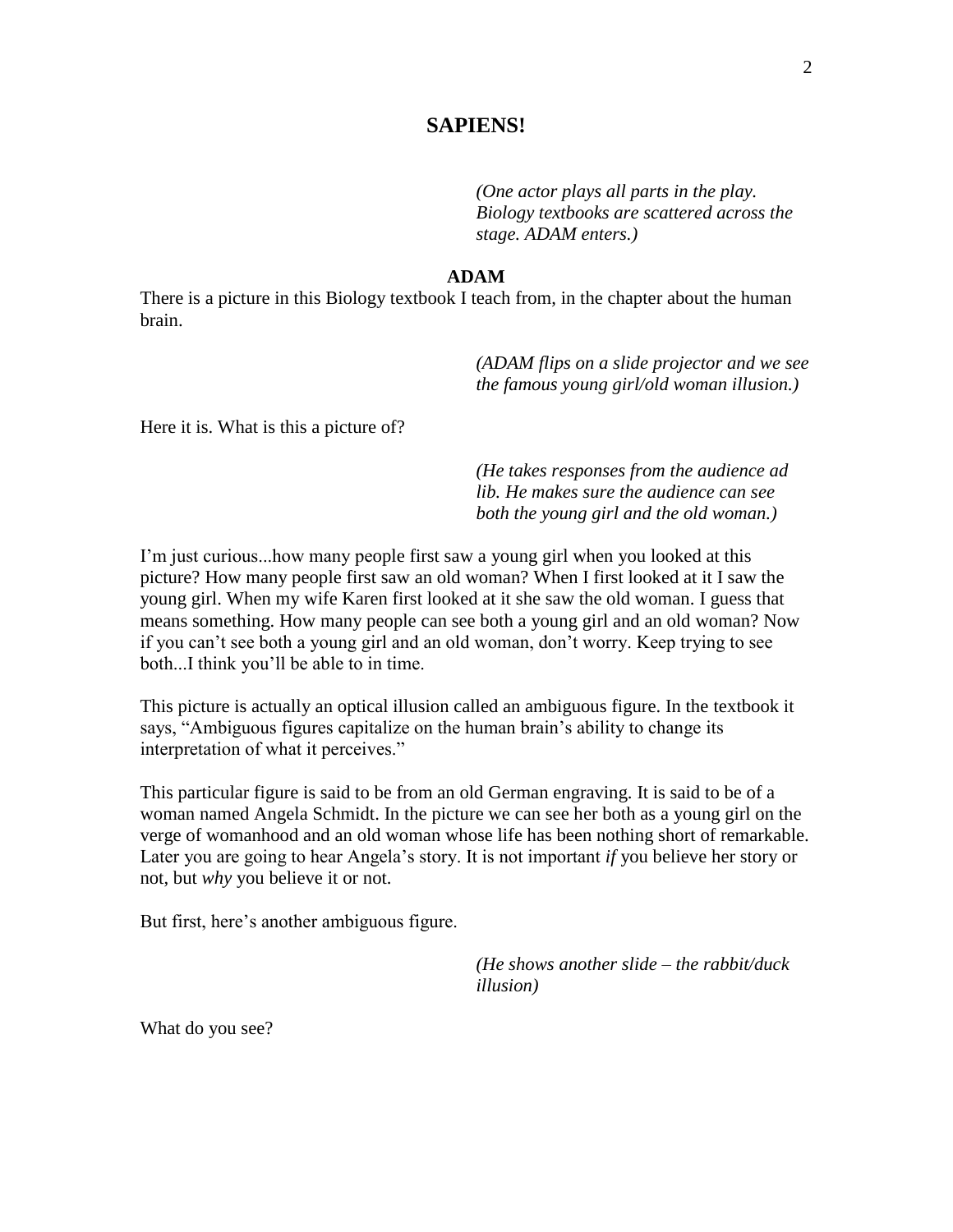# SAPIENS!

*(One actor plays all parts in the play. Biology textbooks are scattered across the stage. ADAM enters.)*

**ADAM**

There is a picture in this Biology textbook I teach from, in the chapter about the human brain.

*(ADAM flips on a slide projector and we see the famous young girl/old woman illusion.)*

Here it is. What is this a picture of?

*(He takes responses from the audience ad lib. He makes sure the audience can see both the young girl and the old woman.)*

I'm just curious...how many people first saw a young girl when you looked at this picture? How many people first saw an old woman? When I first looked at it I saw the young girl. When my wife Karen first looked at it she saw the old woman. I guess that means something. How many people can see both a young girl and an old woman? Now if you can't see both a young girl and an old woman, don't worry. Keep trying to see both...I think you'll be able to in time.

This picture is actually an optical illusion called an ambiguous figure. In the textbook it says, "Ambiguous figures capitalize on the human brain's ability to change its interpretation of what it perceives."

This particular figure is said to be from an old German engraving. It is said to be of a woman named Angela Schmidt. In the picture we can see her both as a young girl on the verge of womanhood and an old woman whose life has been nothing short of remarkable. Later you are going to hear Angela's story. It is not important *if* you believe her story or not, but *why* you believe it or not.

But first, here's another ambiguous figure.

*(He shows another slide – the rabbit/duck illusion)*

What do you see?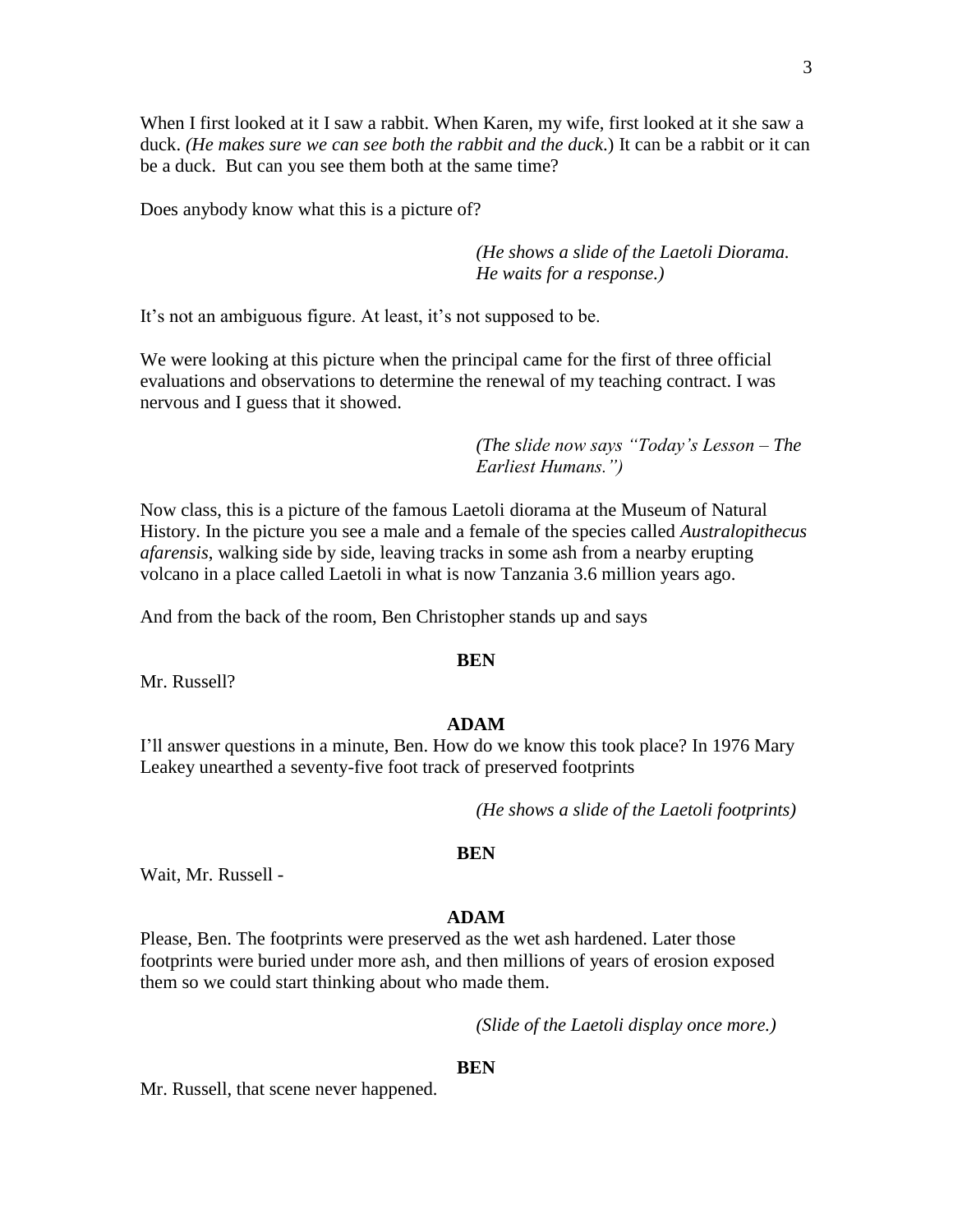When I first looked at it I saw a rabbit. When Karen, my wife, first looked at it she saw a duck. *(He makes sure we can see both the rabbit and the duck.*) It can be a rabbit or it can be a duck. But can you see them both at the same time?

Does anybody know what this is a picture of?

> *(He shows a slide of the Laetoli Diorama. He waits for a response.)*

It's not an ambiguous figure. At least, it's not supposed to be.

We were looking at this picture when the principal came for the first of three official evaluations and observations to determine the renewal of my teaching contract. I was nervous and I guess that it showed.

> *(The slide now says "Today's Lesson – The Earliest Humans.")*

Now class, this is a picture of the famous Laetoli diorama at the Museum of Natural History. In the picture you see a male and a female of the species called *Australopithecus afarensis*, walking side by side, leaving tracks in some ash from a nearby erupting volcano in a place called Laetoli in what is now Tanzania 3.6 million years ago.

And from the back of the room, Ben Christopher stands up and says

**BEN**

Mr. Russell?

**ADAM**

I'll answer questions in a minute, Ben. How do we know this took place? In 1976 Mary Leakey unearthed a seventy-five foot track of preserved footprints

> *(He shows a slide of the Laetoli footprints)*

**BEN**

Wait, Mr. Russell -

**ADAM**

Please, Ben. The footprints were preserved as the wet ash hardened. Later those footprints were buried under more ash, and then millions of years of erosion exposed them so we could start thinking about who made them.

> *(Slide of the Laetoli display once more.)*

**BEN**

Mr. Russell, that scene never happened.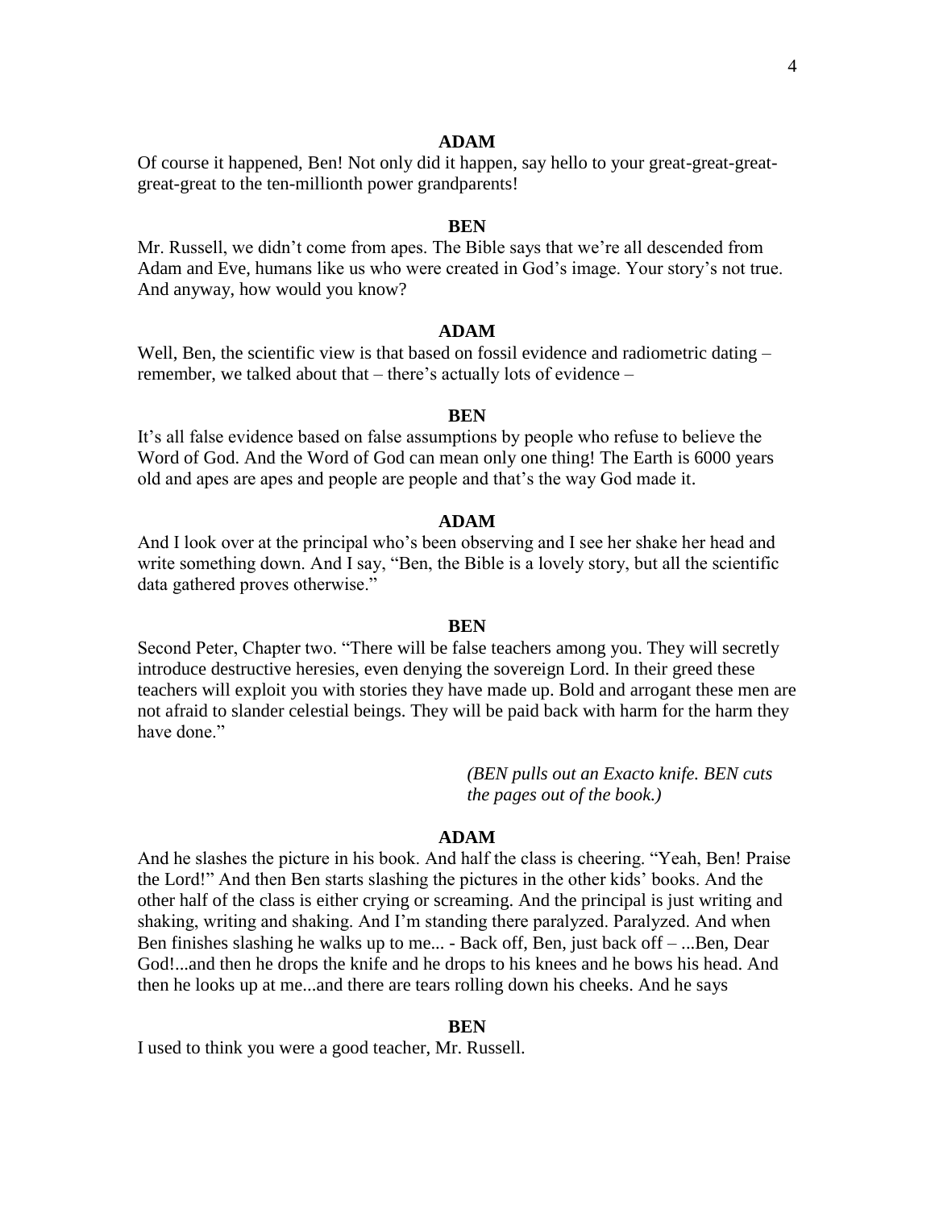**ADAM**

Of course it happened, Ben! Not only did it happen, say hello to your great-great-great-great-great to the ten-millionth power grandparents!

**BEN**

Mr. Russell, we didn't come from apes. The Bible says that we're all descended from Adam and Eve, humans like us who were created in God's image. Your story's not true. And anyway, how would you know?

**ADAM**

Well, Ben, the scientific view is that based on fossil evidence and radiometric dating – remember, we talked about that – there's actually lots of evidence –

**BEN**

It's all false evidence based on false assumptions by people who refuse to believe the Word of God. And the Word of God can mean only one thing! The Earth is 6000 years old and apes are apes and people are people and that's the way God made it.

**ADAM**

And I look over at the principal who's been observing and I see her shake her head and write something down. And I say, "Ben, the Bible is a lovely story, but all the scientific data gathered proves otherwise."

**BEN**

Second Peter, Chapter two. "There will be false teachers among you. They will secretly introduce destructive heresies, even denying the sovereign Lord. In their greed these teachers will exploit you with stories they have made up. Bold and arrogant these men are not afraid to slander celestial beings. They will be paid back with harm for the harm they have done."

*(BEN pulls out an Exacto knife. BEN cuts the pages out of the book.)*

**ADAM**

And he slashes the picture in his book. And half the class is cheering. "Yeah, Ben! Praise the Lord!" And then Ben starts slashing the pictures in the other kids' books. And the other half of the class is either crying or screaming. And the principal is just writing and shaking, writing and shaking. And I'm standing there paralyzed. Paralyzed. And when Ben finishes slashing he walks up to me... - Back off, Ben, just back off – ...Ben, Dear God!...and then he drops the knife and he drops to his knees and he bows his head. And then he looks up at me...and there are tears rolling down his cheeks. And he says

**BEN**

I used to think you were a good teacher, Mr. Russell.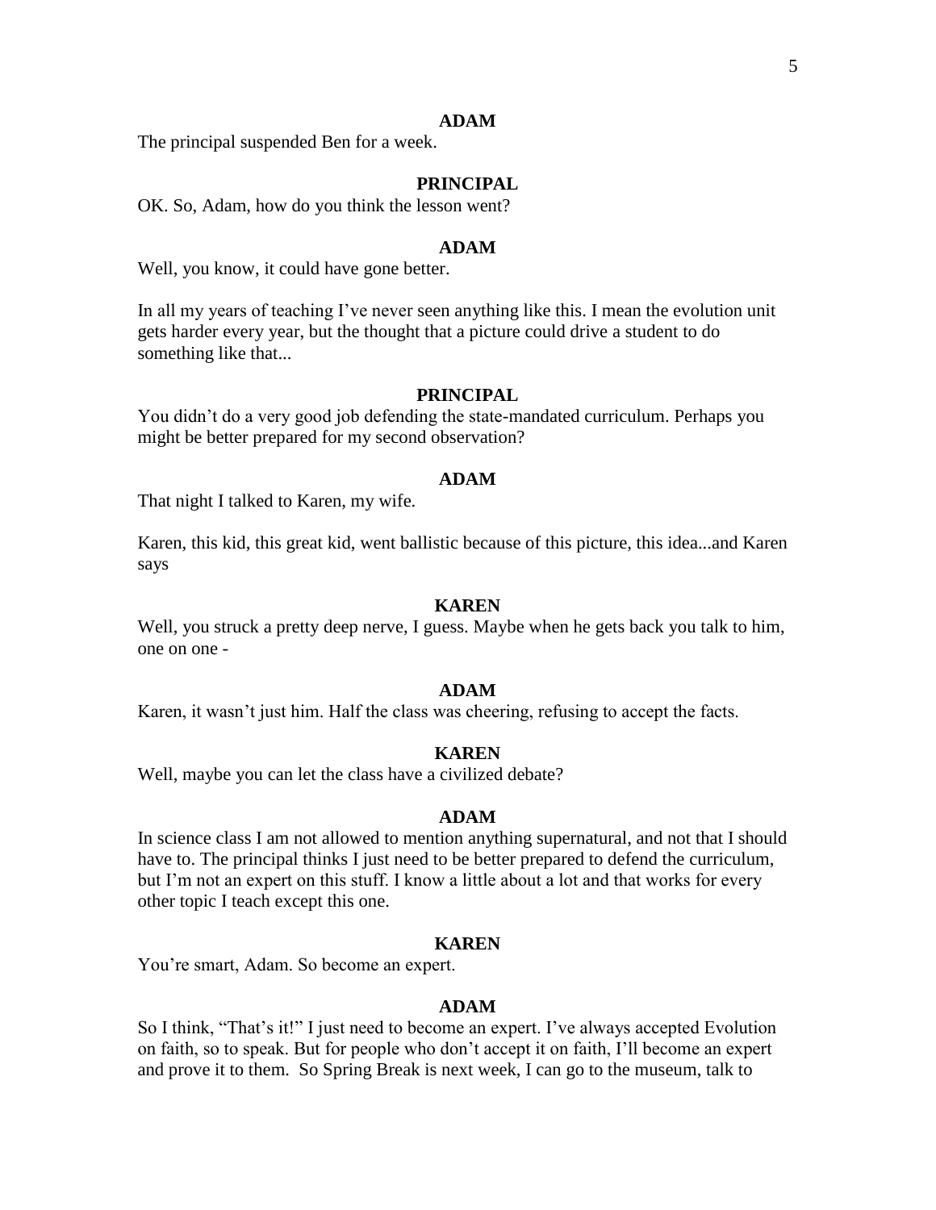**ADAM**

The principal suspended Ben for a week.

**PRINCIPAL**

OK. So, Adam, how do you think the lesson went?

**ADAM**

Well, you know, it could have gone better.

In all my years of teaching I've never seen anything like this. I mean the evolution unit gets harder every year, but the thought that a picture could drive a student to do something like that...

**PRINCIPAL**

You didn't do a very good job defending the state-mandated curriculum. Perhaps you might be better prepared for my second observation?

**ADAM**

That night I talked to Karen, my wife.

Karen, this kid, this great kid, went ballistic because of this picture, this idea...and Karen says

**KAREN**

Well, you struck a pretty deep nerve, I guess. Maybe when he gets back you talk to him, one on one -

**ADAM**

Karen, it wasn't just him. Half the class was cheering, refusing to accept the facts.

**KAREN**

Well, maybe you can let the class have a civilized debate?

**ADAM**

In science class I am not allowed to mention anything supernatural, and not that I should have to. The principal thinks I just need to be better prepared to defend the curriculum, but I'm not an expert on this stuff. I know a little about a lot and that works for every other topic I teach except this one.

**KAREN**

You're smart, Adam. So become an expert.

**ADAM**

So I think, "That's it!" I just need to become an expert. I've always accepted Evolution on faith, so to speak. But for people who don't accept it on faith, I'll become an expert and prove it to them. So Spring Break is next week, I can go to the museum, talk to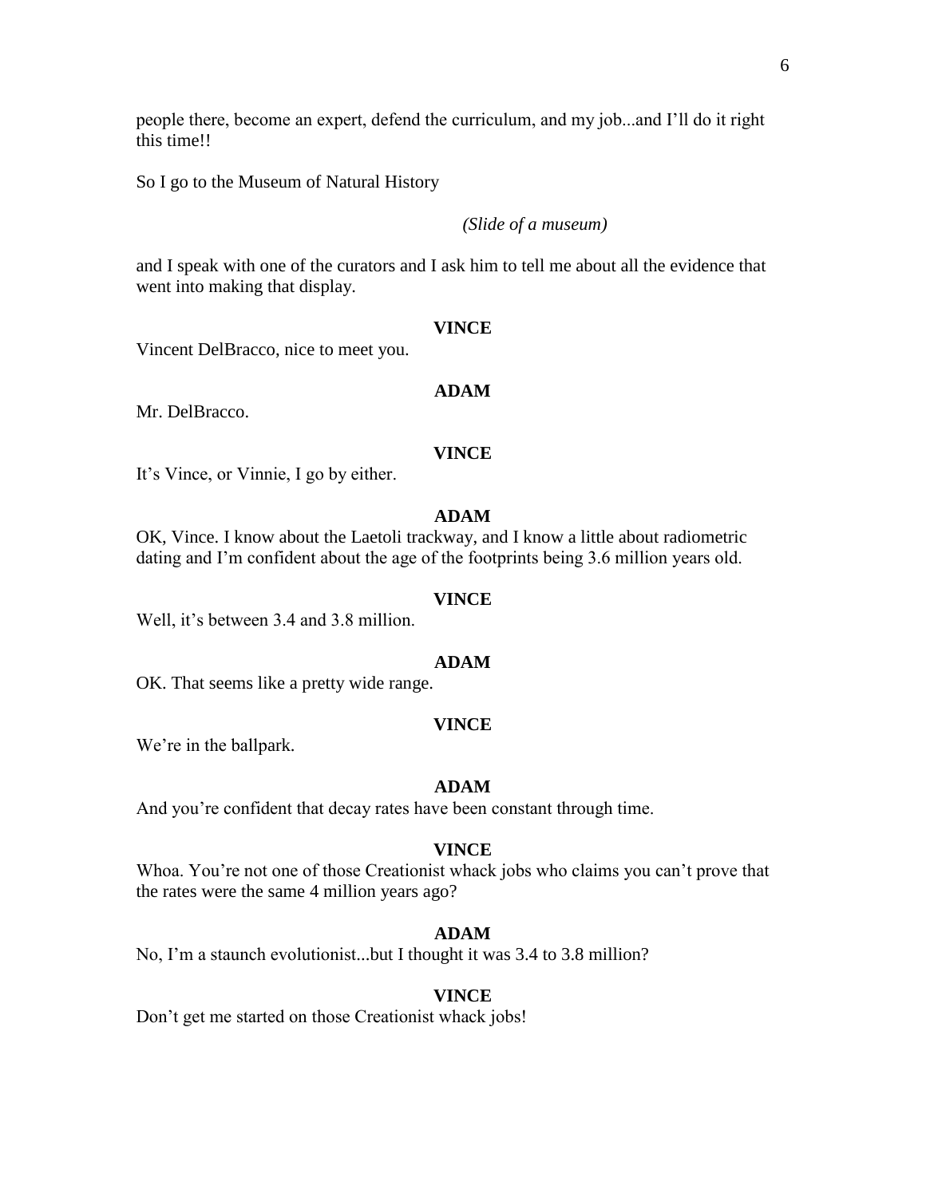people there, become an expert, defend the curriculum, and my job...and I'll do it right this time!!

So I go to the Museum of Natural History

*(Slide of a museum)*

and I speak with one of the curators and I ask him to tell me about all the evidence that went into making that display.

**VINCE**

Vincent DelBracco, nice to meet you.

**ADAM**

Mr. DelBracco.

**VINCE**

It's Vince, or Vinnie, I go by either.

**ADAM**

OK, Vince. I know about the Laetoli trackway, and I know a little about radiometric dating and I'm confident about the age of the footprints being 3.6 million years old.

**VINCE**

Well, it's between 3.4 and 3.8 million.

**ADAM**

OK. That seems like a pretty wide range.

**VINCE**

We're in the ballpark.

**ADAM**

And you're confident that decay rates have been constant through time.

**VINCE**

Whoa. You're not one of those Creationist whack jobs who claims you can't prove that the rates were the same 4 million years ago?

**ADAM**

No, I'm a staunch evolutionist...but I thought it was 3.4 to 3.8 million?

**VINCE**

Don't get me started on those Creationist whack jobs!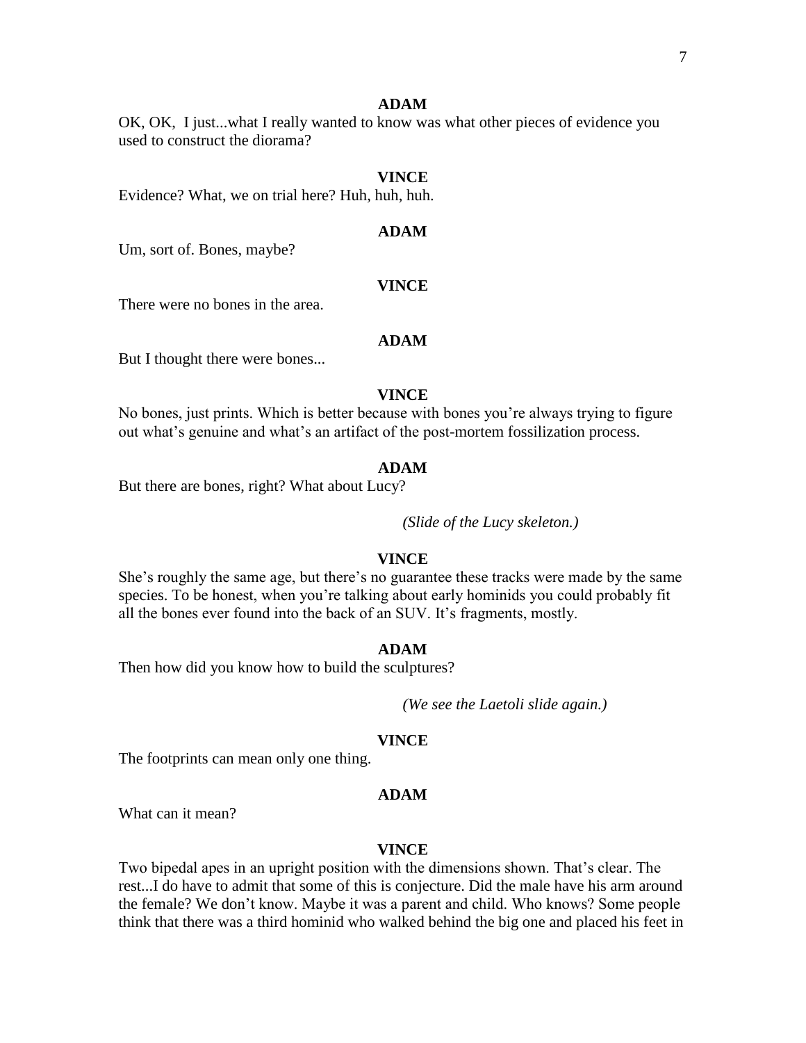**ADAM**

OK, OK, I just...what I really wanted to know was what other pieces of evidence you used to construct the diorama?

**VINCE**

Evidence? What, we on trial here? Huh, huh, huh.

**ADAM**

Um, sort of. Bones, maybe?

**VINCE**

There were no bones in the area.

**ADAM**

But I thought there were bones...

**VINCE**

No bones, just prints. Which is better because with bones you're always trying to figure out what's genuine and what's an artifact of the post-mortem fossilization process.

**ADAM**

But there are bones, right? What about Lucy?

*(Slide of the Lucy skeleton.)*

**VINCE**

She's roughly the same age, but there's no guarantee these tracks were made by the same species. To be honest, when you're talking about early hominids you could probably fit all the bones ever found into the back of an SUV. It's fragments, mostly.

**ADAM**

Then how did you know how to build the sculptures?

*(We see the Laetoli slide again.)*

**VINCE**

The footprints can mean only one thing.

**ADAM**

What can it mean?

**VINCE**

Two bipedal apes in an upright position with the dimensions shown. That's clear. The rest...I do have to admit that some of this is conjecture. Did the male have his arm around the female? We don't know. Maybe it was a parent and child. Who knows? Some people think that there was a third hominid who walked behind the big one and placed his feet in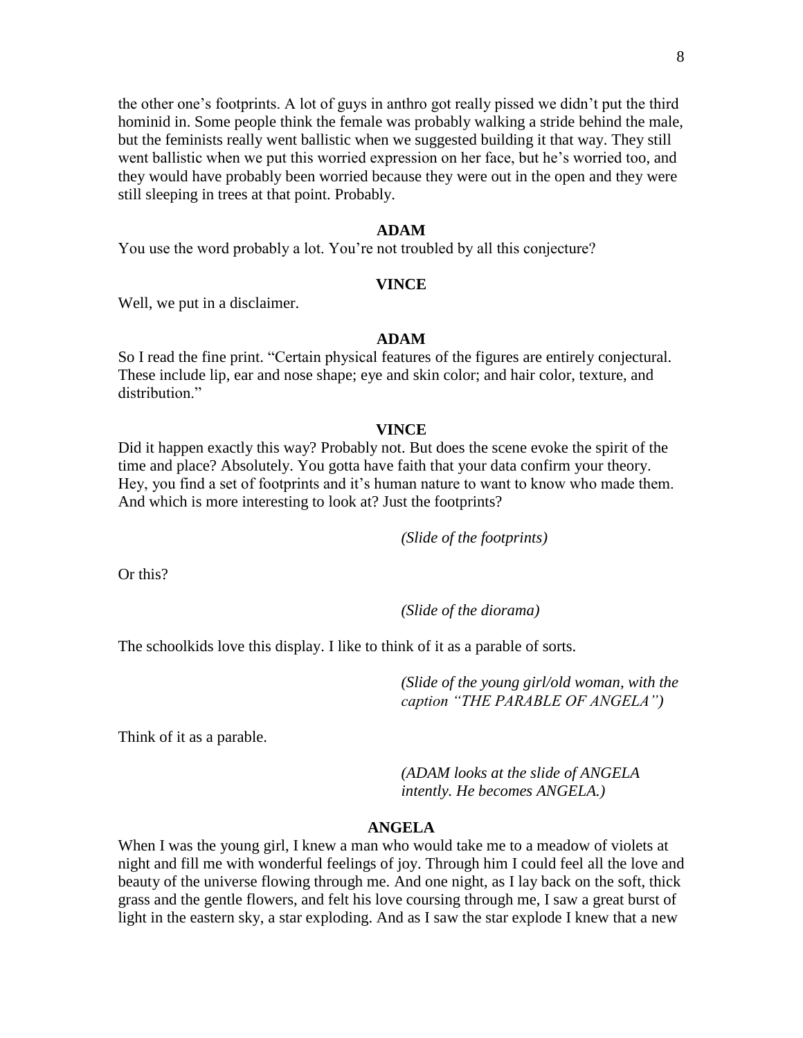the other one's footprints. A lot of guys in anthro got really pissed we didn't put the third hominid in. Some people think the female was probably walking a stride behind the male, but the feminists really went ballistic when we suggested building it that way. They still went ballistic when we put this worried expression on her face, but he's worried too, and they would have probably been worried because they were out in the open and they were still sleeping in trees at that point. Probably.

**ADAM**

You use the word probably a lot. You're not troubled by all this conjecture?

**VINCE**

Well, we put in a disclaimer.

**ADAM**

So I read the fine print. "Certain physical features of the figures are entirely conjectural. These include lip, ear and nose shape; eye and skin color; and hair color, texture, and distribution."

**VINCE**

Did it happen exactly this way? Probably not. But does the scene evoke the spirit of the time and place? Absolutely. You gotta have faith that your data confirm your theory. Hey, you find a set of footprints and it's human nature to want to know who made them. And which is more interesting to look at? Just the footprints?

*(Slide of the footprints)*

Or this?

*(Slide of the diorama)*

The schoolkids love this display. I like to think of it as a parable of sorts.

*(Slide of the young girl/old woman, with the caption "THE PARABLE OF ANGELA")*

Think of it as a parable.

*(ADAM looks at the slide of ANGELA intently. He becomes ANGELA.)*

**ANGELA**

When I was the young girl, I knew a man who would take me to a meadow of violets at night and fill me with wonderful feelings of joy. Through him I could feel all the love and beauty of the universe flowing through me. And one night, as I lay back on the soft, thick grass and the gentle flowers, and felt his love coursing through me, I saw a great burst of light in the eastern sky, a star exploding. And as I saw the star explode I knew that a new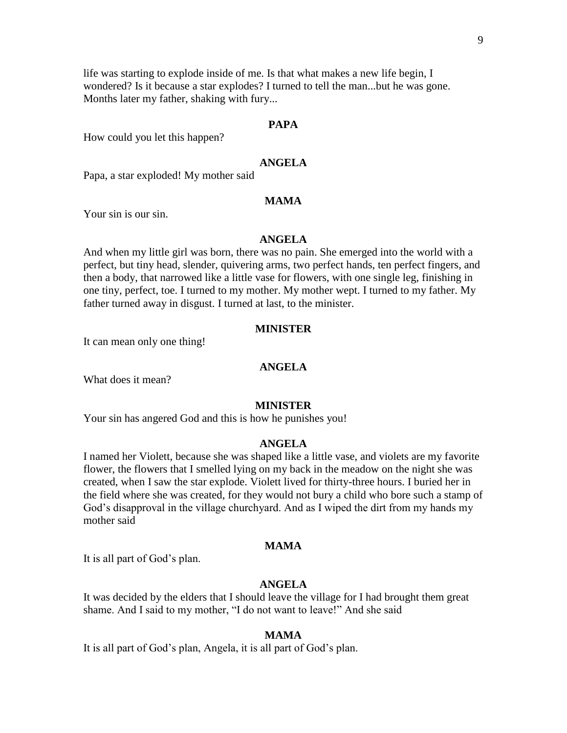life was starting to explode inside of me. Is that what makes a new life begin, I wondered? Is it because a star explodes? I turned to tell the man...but he was gone. Months later my father, shaking with fury...

**PAPA**

How could you let this happen?

**ANGELA**

Papa, a star exploded! My mother said

**MAMA**

Your sin is our sin.

**ANGELA**

And when my little girl was born, there was no pain. She emerged into the world with a perfect, but tiny head, slender, quivering arms, two perfect hands, ten perfect fingers, and then a body, that narrowed like a little vase for flowers, with one single leg, finishing in one tiny, perfect, toe. I turned to my mother. My mother wept. I turned to my father. My father turned away in disgust. I turned at last, to the minister.

**MINISTER**

It can mean only one thing!

**ANGELA**

What does it mean?

**MINISTER**

Your sin has angered God and this is how he punishes you!

**ANGELA**

I named her Violett, because she was shaped like a little vase, and violets are my favorite flower, the flowers that I smelled lying on my back in the meadow on the night she was created, when I saw the star explode. Violett lived for thirty-three hours. I buried her in the field where she was created, for they would not bury a child who bore such a stamp of God's disapproval in the village churchyard. And as I wiped the dirt from my hands my mother said

**MAMA**

It is all part of God's plan.

**ANGELA**

It was decided by the elders that I should leave the village for I had brought them great shame. And I said to my mother, "I do not want to leave!" And she said

**MAMA**

It is all part of God's plan, Angela, it is all part of God's plan.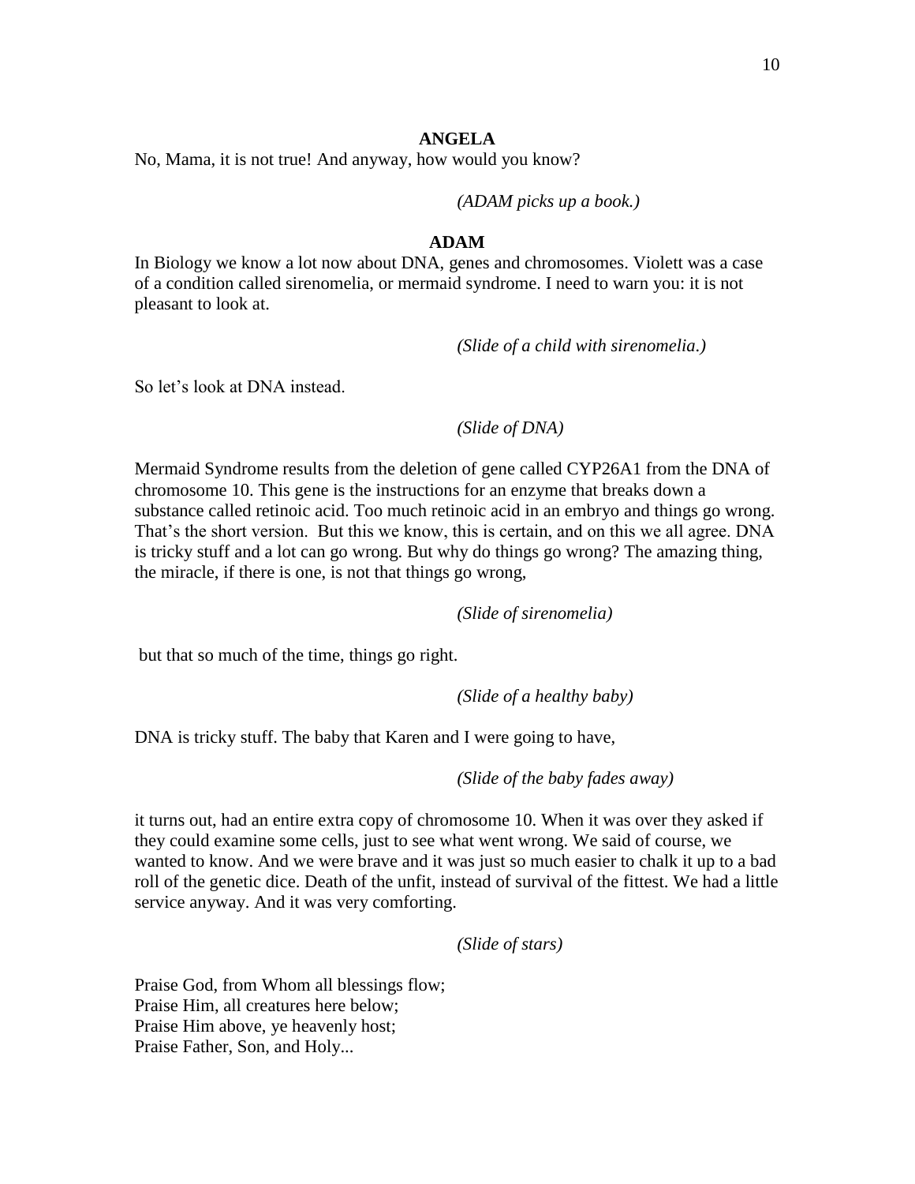**ANGELA**

No, Mama, it is not true! And anyway, how would you know?

*(ADAM picks up a book.)*

**ADAM**

In Biology we know a lot now about DNA, genes and chromosomes. Violett was a case of a condition called sirenomelia, or mermaid syndrome. I need to warn you: it is not pleasant to look at.

*(Slide of a child with sirenomelia.)*

So let's look at DNA instead.

*(Slide of DNA)*

Mermaid Syndrome results from the deletion of gene called CYP26A1 from the DNA of chromosome 10. This gene is the instructions for an enzyme that breaks down a substance called retinoic acid. Too much retinoic acid in an embryo and things go wrong. That's the short version. But this we know, this is certain, and on this we all agree. DNA is tricky stuff and a lot can go wrong. But why do things go wrong? The amazing thing, the miracle, if there is one, is not that things go wrong,

*(Slide of sirenomelia)*

but that so much of the time, things go right.

*(Slide of a healthy baby)*

DNA is tricky stuff. The baby that Karen and I were going to have,

*(Slide of the baby fades away)*

it turns out, had an entire extra copy of chromosome 10. When it was over they asked if they could examine some cells, just to see what went wrong. We said of course, we wanted to know. And we were brave and it was just so much easier to chalk it up to a bad roll of the genetic dice. Death of the unfit, instead of survival of the fittest. We had a little service anyway. And it was very comforting.

*(Slide of stars)*

Praise God, from Whom all blessings flow;
Praise Him, all creatures here below;
Praise Him above, ye heavenly host;
Praise Father, Son, and Holy...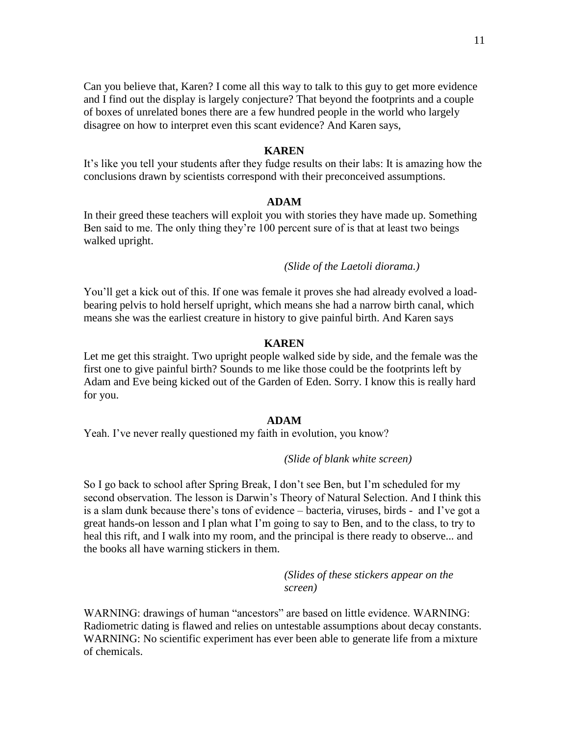Can you believe that, Karen? I come all this way to talk to this guy to get more evidence and I find out the display is largely conjecture? That beyond the footprints and a couple of boxes of unrelated bones there are a few hundred people in the world who largely disagree on how to interpret even this scant evidence? And Karen says,

**KAREN**

It's like you tell your students after they fudge results on their labs: It is amazing how the conclusions drawn by scientists correspond with their preconceived assumptions.

**ADAM**

In their greed these teachers will exploit you with stories they have made up. Something Ben said to me. The only thing they're 100 percent sure of is that at least two beings walked upright.

*(Slide of the Laetoli diorama.)*

You'll get a kick out of this. If one was female it proves she had already evolved a load-bearing pelvis to hold herself upright, which means she had a narrow birth canal, which means she was the earliest creature in history to give painful birth. And Karen says

**KAREN**

Let me get this straight. Two upright people walked side by side, and the female was the first one to give painful birth? Sounds to me like those could be the footprints left by Adam and Eve being kicked out of the Garden of Eden. Sorry. I know this is really hard for you.

**ADAM**

Yeah. I've never really questioned my faith in evolution, you know?

*(Slide of blank white screen)*

So I go back to school after Spring Break, I don't see Ben, but I'm scheduled for my second observation. The lesson is Darwin's Theory of Natural Selection. And I think this is a slam dunk because there's tons of evidence – bacteria, viruses, birds - and I've got a great hands-on lesson and I plan what I'm going to say to Ben, and to the class, to try to heal this rift, and I walk into my room, and the principal is there ready to observe... and the books all have warning stickers in them.

*(Slides of these stickers appear on the screen)*

WARNING: drawings of human "ancestors" are based on little evidence. WARNING: Radiometric dating is flawed and relies on untestable assumptions about decay constants. WARNING: No scientific experiment has ever been able to generate life from a mixture of chemicals.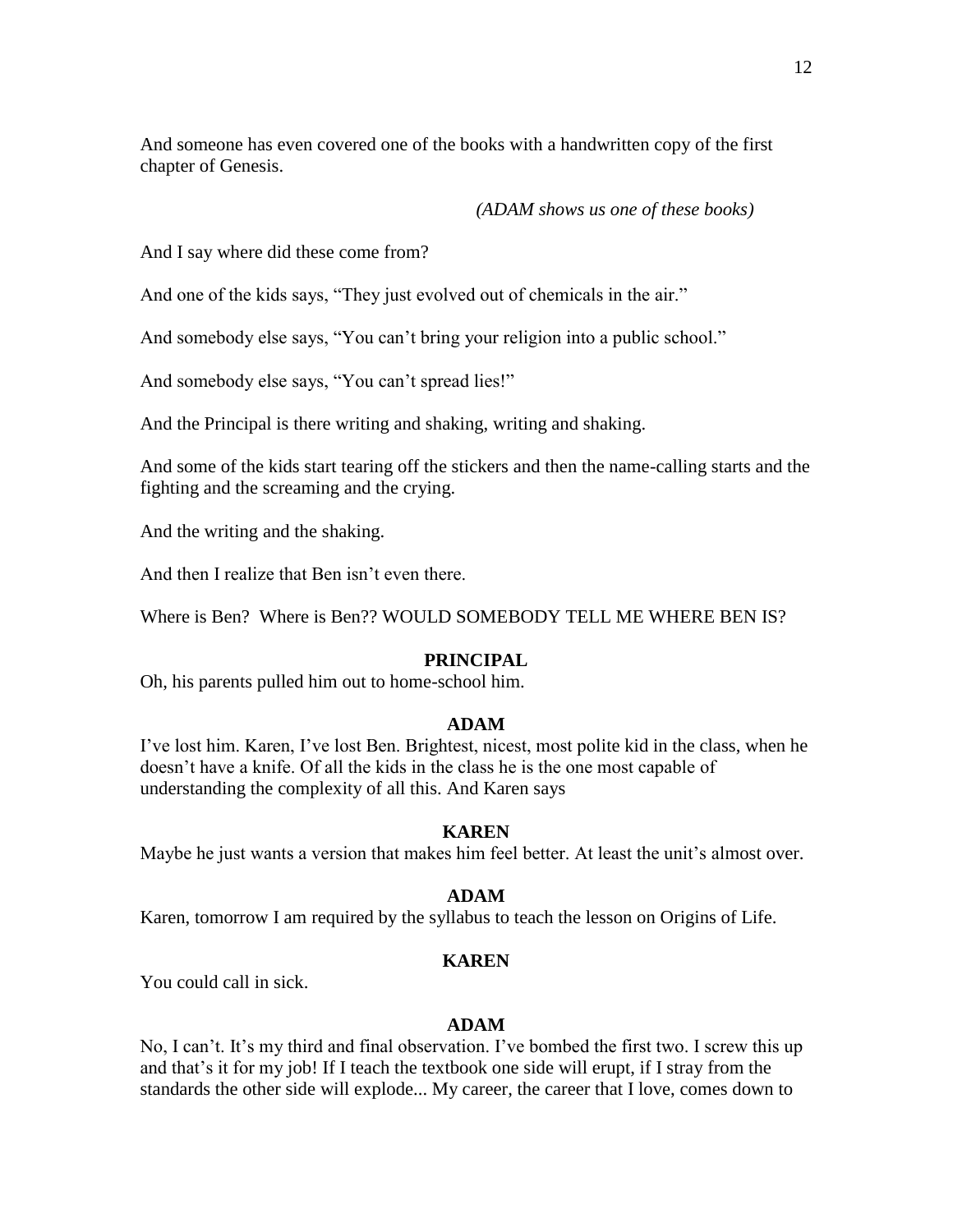And someone has even covered one of the books with a handwritten copy of the first chapter of Genesis.

*(ADAM shows us one of these books)*

And I say where did these come from?

And one of the kids says, "They just evolved out of chemicals in the air."

And somebody else says, "You can't bring your religion into a public school."

And somebody else says, "You can't spread lies!"

And the Principal is there writing and shaking, writing and shaking.

And some of the kids start tearing off the stickers and then the name-calling starts and the fighting and the screaming and the crying.

And the writing and the shaking.

And then I realize that Ben isn't even there.

Where is Ben? Where is Ben?? WOULD SOMEBODY TELL ME WHERE BEN IS?

**PRINCIPAL**

Oh, his parents pulled him out to home-school him.

**ADAM**

I've lost him. Karen, I've lost Ben. Brightest, nicest, most polite kid in the class, when he doesn't have a knife. Of all the kids in the class he is the one most capable of understanding the complexity of all this. And Karen says

**KAREN**

Maybe he just wants a version that makes him feel better. At least the unit's almost over.

**ADAM**

Karen, tomorrow I am required by the syllabus to teach the lesson on Origins of Life.

**KAREN**

You could call in sick.

**ADAM**

No, I can't. It's my third and final observation. I've bombed the first two. I screw this up and that's it for my job! If I teach the textbook one side will erupt, if I stray from the standards the other side will explode... My career, the career that I love, comes down to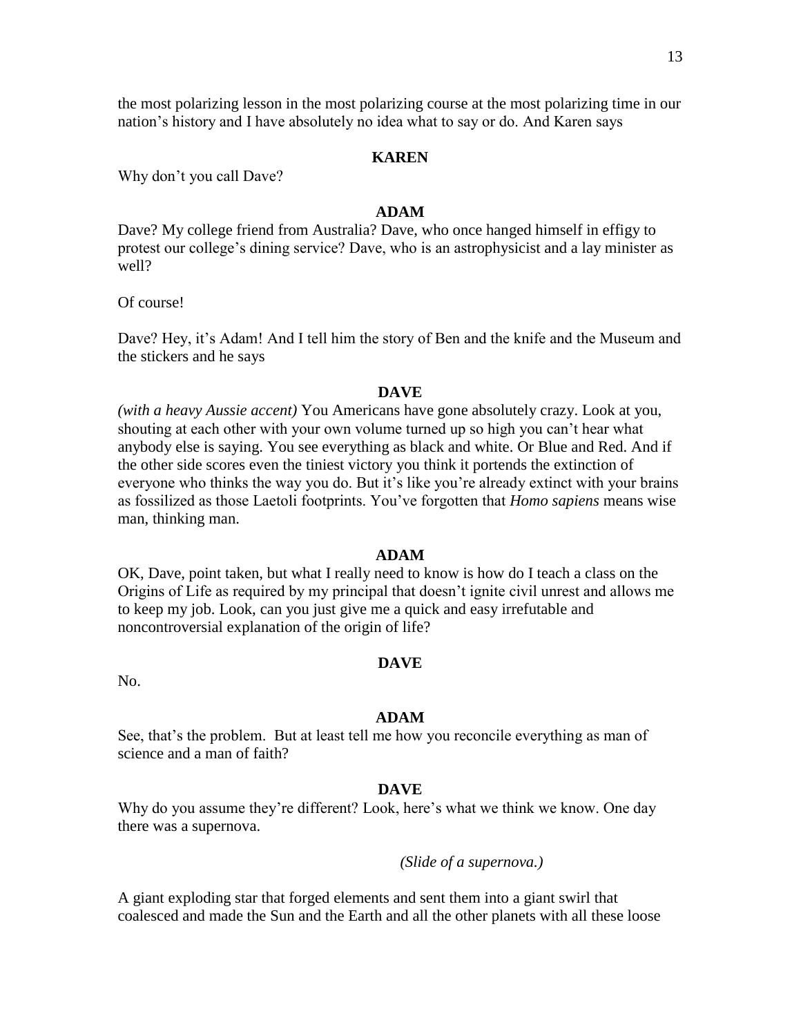the most polarizing lesson in the most polarizing course at the most polarizing time in our nation's history and I have absolutely no idea what to say or do. And Karen says

**KAREN**

Why don't you call Dave?

**ADAM**

Dave? My college friend from Australia? Dave, who once hanged himself in effigy to protest our college's dining service? Dave, who is an astrophysicist and a lay minister as well?

Of course!

Dave? Hey, it's Adam! And I tell him the story of Ben and the knife and the Museum and the stickers and he says

**DAVE**

*(with a heavy Aussie accent)* You Americans have gone absolutely crazy. Look at you, shouting at each other with your own volume turned up so high you can't hear what anybody else is saying. You see everything as black and white. Or Blue and Red. And if the other side scores even the tiniest victory you think it portends the extinction of everyone who thinks the way you do. But it's like you're already extinct with your brains as fossilized as those Laetoli footprints. You've forgotten that *Homo sapiens* means wise man, thinking man.

**ADAM**

OK, Dave, point taken, but what I really need to know is how do I teach a class on the Origins of Life as required by my principal that doesn't ignite civil unrest and allows me to keep my job. Look, can you just give me a quick and easy irrefutable and noncontroversial explanation of the origin of life?

**DAVE**

No.

**ADAM**

See, that's the problem. But at least tell me how you reconcile everything as man of science and a man of faith?

**DAVE**

Why do you assume they're different? Look, here's what we think we know. One day there was a supernova.

*(Slide of a supernova.)*

A giant exploding star that forged elements and sent them into a giant swirl that coalesced and made the Sun and the Earth and all the other planets with all these loose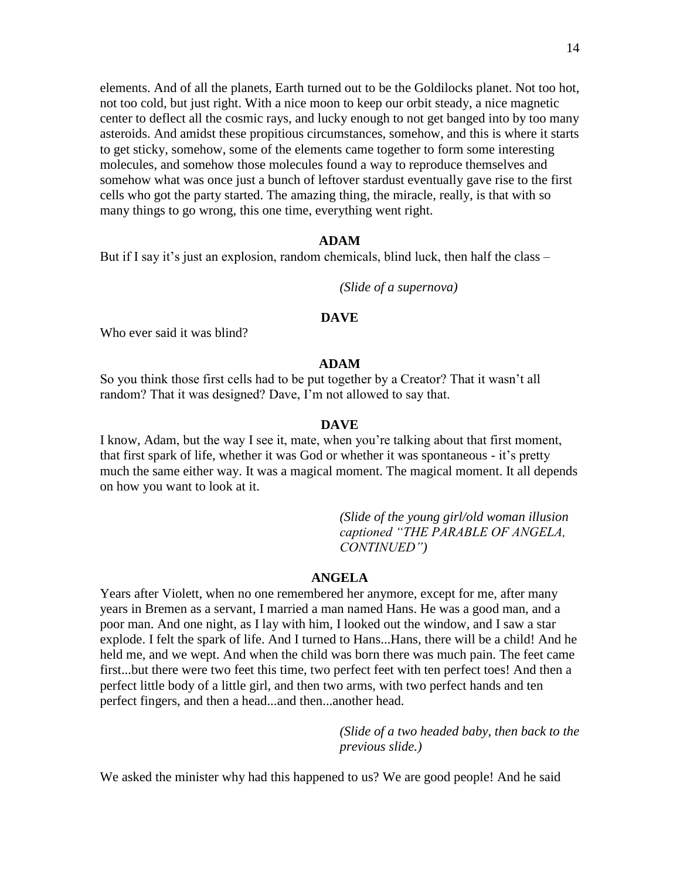elements. And of all the planets, Earth turned out to be the Goldilocks planet. Not too hot, not too cold, but just right. With a nice moon to keep our orbit steady, a nice magnetic center to deflect all the cosmic rays, and lucky enough to not get banged into by too many asteroids. And amidst these propitious circumstances, somehow, and this is where it starts to get sticky, somehow, some of the elements came together to form some interesting molecules, and somehow those molecules found a way to reproduce themselves and somehow what was once just a bunch of leftover stardust eventually gave rise to the first cells who got the party started. The amazing thing, the miracle, really, is that with so many things to go wrong, this one time, everything went right.

**ADAM**

But if I say it's just an explosion, random chemicals, blind luck, then half the class –

*(Slide of a supernova)*

**DAVE**

Who ever said it was blind?

**ADAM**

So you think those first cells had to be put together by a Creator? That it wasn't all random? That it was designed? Dave, I'm not allowed to say that.

**DAVE**

I know, Adam, but the way I see it, mate, when you're talking about that first moment, that first spark of life, whether it was God or whether it was spontaneous - it's pretty much the same either way. It was a magical moment. The magical moment. It all depends on how you want to look at it.

*(Slide of the young girl/old woman illusion captioned "THE PARABLE OF ANGELA, CONTINUED")*

**ANGELA**

Years after Violett, when no one remembered her anymore, except for me, after many years in Bremen as a servant, I married a man named Hans. He was a good man, and a poor man. And one night, as I lay with him, I looked out the window, and I saw a star explode. I felt the spark of life. And I turned to Hans...Hans, there will be a child! And he held me, and we wept. And when the child was born there was much pain. The feet came first...but there were two feet this time, two perfect feet with ten perfect toes! And then a perfect little body of a little girl, and then two arms, with two perfect hands and ten perfect fingers, and then a head...and then...another head.

*(Slide of a two headed baby, then back to the previous slide.)*

We asked the minister why had this happened to us? We are good people! And he said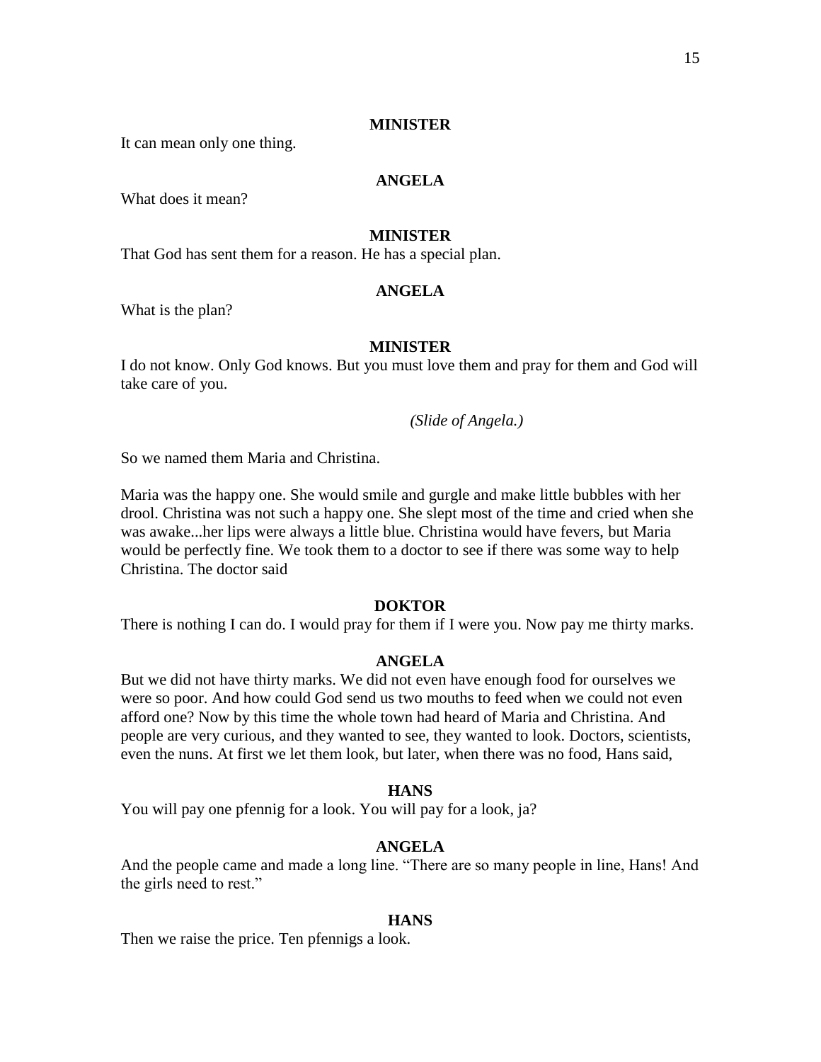**MINISTER**

It can mean only one thing.

**ANGELA**

What does it mean?

**MINISTER**

That God has sent them for a reason. He has a special plan.

**ANGELA**

What is the plan?

**MINISTER**

I do not know. Only God knows. But you must love them and pray for them and God will take care of you.

*(Slide of Angela.)*

So we named them Maria and Christina.

Maria was the happy one. She would smile and gurgle and make little bubbles with her drool. Christina was not such a happy one. She slept most of the time and cried when she was awake...her lips were always a little blue. Christina would have fevers, but Maria would be perfectly fine. We took them to a doctor to see if there was some way to help Christina. The doctor said

**DOKTOR**

There is nothing I can do. I would pray for them if I were you. Now pay me thirty marks.

**ANGELA**

But we did not have thirty marks. We did not even have enough food for ourselves we were so poor. And how could God send us two mouths to feed when we could not even afford one? Now by this time the whole town had heard of Maria and Christina. And people are very curious, and they wanted to see, they wanted to look. Doctors, scientists, even the nuns. At first we let them look, but later, when there was no food, Hans said,

**HANS**

You will pay one pfennig for a look. You will pay for a look, ja?

**ANGELA**

And the people came and made a long line. "There are so many people in line, Hans! And the girls need to rest."

**HANS**

Then we raise the price. Ten pfennigs a look.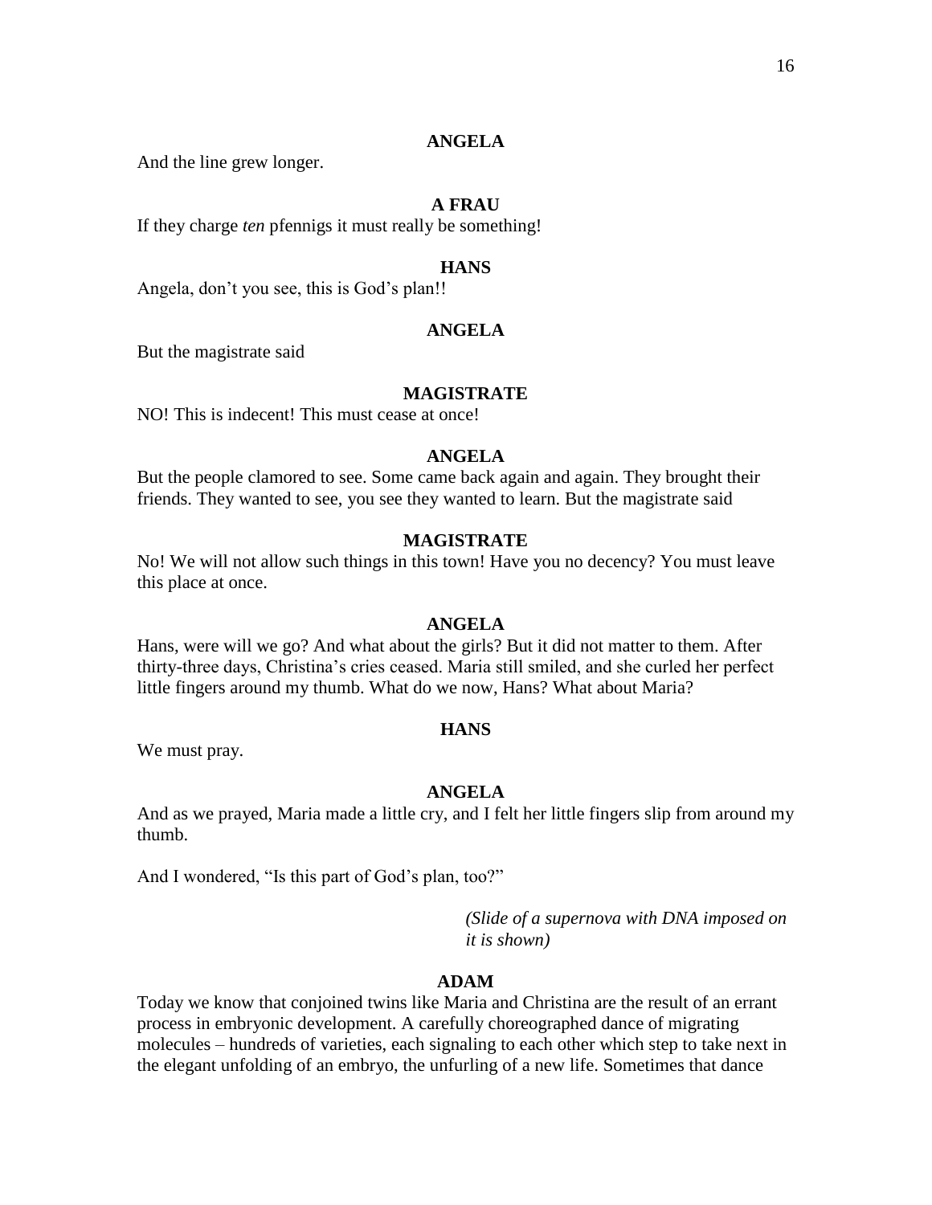**ANGELA**

And the line grew longer.

**A FRAU**

If they charge *ten* pfennigs it must really be something!

**HANS**

Angela, don't you see, this is God's plan!!

**ANGELA**

But the magistrate said

**MAGISTRATE**

NO! This is indecent! This must cease at once!

**ANGELA**

But the people clamored to see. Some came back again and again. They brought their friends. They wanted to see, you see they wanted to learn. But the magistrate said

**MAGISTRATE**

No! We will not allow such things in this town! Have you no decency? You must leave this place at once.

**ANGELA**

Hans, were will we go? And what about the girls? But it did not matter to them. After thirty-three days, Christina's cries ceased. Maria still smiled, and she curled her perfect little fingers around my thumb. What do we now, Hans? What about Maria?

**HANS**

We must pray.

**ANGELA**

And as we prayed, Maria made a little cry, and I felt her little fingers slip from around my thumb.

And I wondered, "Is this part of God's plan, too?"

*(Slide of a supernova with DNA imposed on it is shown)*

**ADAM**

Today we know that conjoined twins like Maria and Christina are the result of an errant process in embryonic development. A carefully choreographed dance of migrating molecules – hundreds of varieties, each signaling to each other which step to take next in the elegant unfolding of an embryo, the unfurling of a new life. Sometimes that dance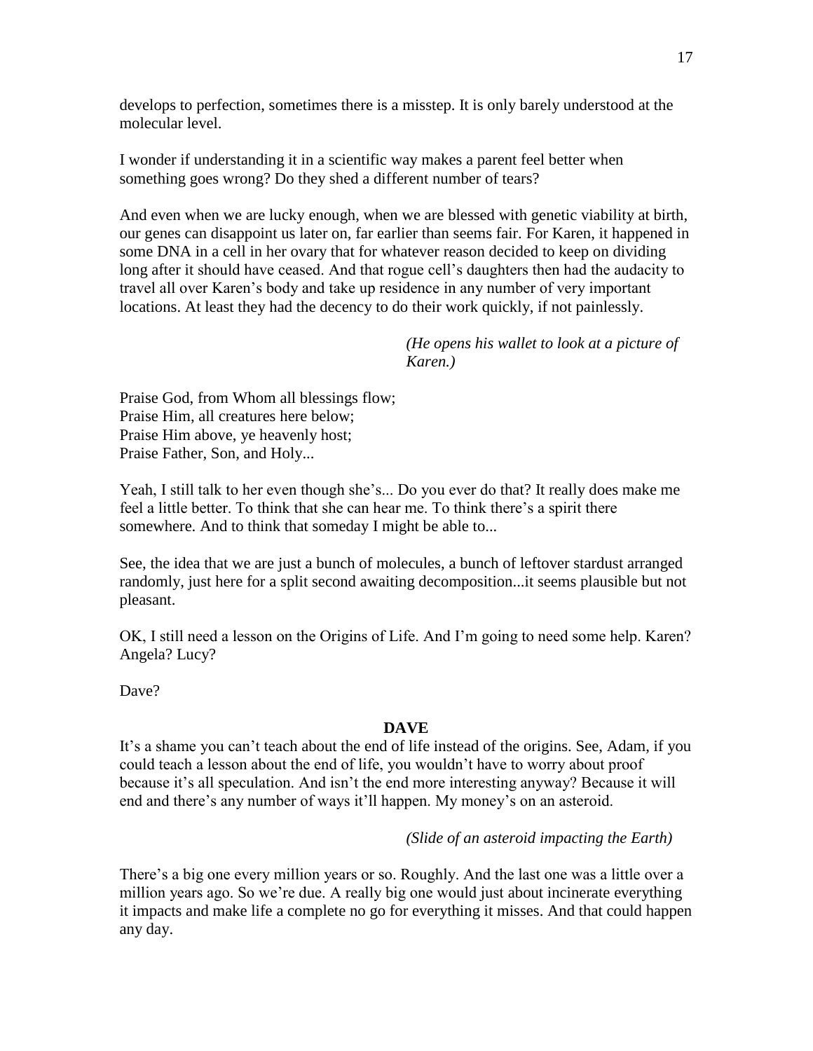develops to perfection, sometimes there is a misstep. It is only barely understood at the molecular level.

I wonder if understanding it in a scientific way makes a parent feel better when something goes wrong? Do they shed a different number of tears?

And even when we are lucky enough, when we are blessed with genetic viability at birth, our genes can disappoint us later on, far earlier than seems fair. For Karen, it happened in some DNA in a cell in her ovary that for whatever reason decided to keep on dividing long after it should have ceased. And that rogue cell's daughters then had the audacity to travel all over Karen's body and take up residence in any number of very important locations. At least they had the decency to do their work quickly, if not painlessly.

*(He opens his wallet to look at a picture of Karen.)*

Praise God, from Whom all blessings flow;
Praise Him, all creatures here below;
Praise Him above, ye heavenly host;
Praise Father, Son, and Holy...

Yeah, I still talk to her even though she's... Do you ever do that? It really does make me feel a little better. To think that she can hear me. To think there's a spirit there somewhere. And to think that someday I might be able to...

See, the idea that we are just a bunch of molecules, a bunch of leftover stardust arranged randomly, just here for a split second awaiting decomposition...it seems plausible but not pleasant.

OK, I still need a lesson on the Origins of Life. And I'm going to need some help. Karen? Angela? Lucy?

Dave?

**DAVE**

It's a shame you can't teach about the end of life instead of the origins. See, Adam, if you could teach a lesson about the end of life, you wouldn't have to worry about proof because it's all speculation. And isn't the end more interesting anyway? Because it will end and there's any number of ways it'll happen. My money's on an asteroid.

*(Slide of an asteroid impacting the Earth)*

There's a big one every million years or so. Roughly. And the last one was a little over a million years ago. So we're due. A really big one would just about incinerate everything it impacts and make life a complete no go for everything it misses. And that could happen any day.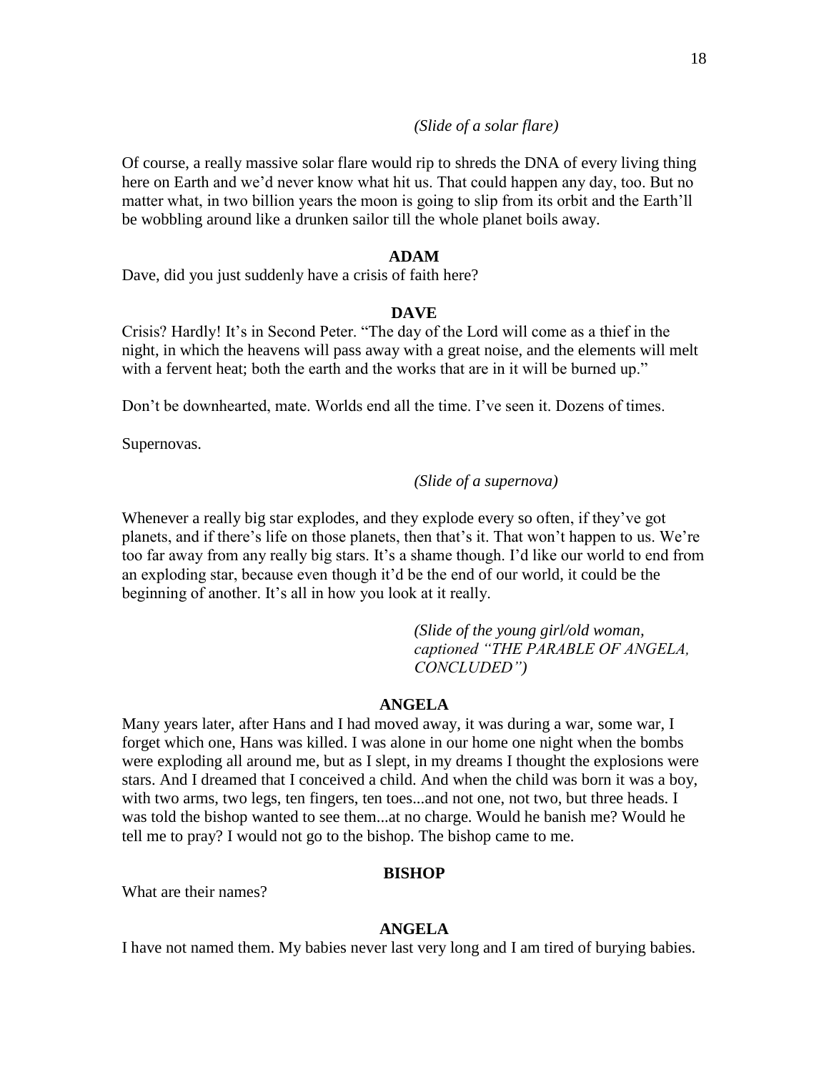*(Slide of a solar flare)*

Of course, a really massive solar flare would rip to shreds the DNA of every living thing here on Earth and we'd never know what hit us. That could happen any day, too. But no matter what, in two billion years the moon is going to slip from its orbit and the Earth'll be wobbling around like a drunken sailor till the whole planet boils away.

**ADAM**

Dave, did you just suddenly have a crisis of faith here?

**DAVE**

Crisis? Hardly! It's in Second Peter. "The day of the Lord will come as a thief in the night, in which the heavens will pass away with a great noise, and the elements will melt with a fervent heat; both the earth and the works that are in it will be burned up."

Don't be downhearted, mate. Worlds end all the time. I've seen it. Dozens of times.

Supernovas.

*(Slide of a supernova)*

Whenever a really big star explodes, and they explode every so often, if they've got planets, and if there's life on those planets, then that's it. That won't happen to us. We're too far away from any really big stars. It's a shame though. I'd like our world to end from an exploding star, because even though it'd be the end of our world, it could be the beginning of another. It's all in how you look at it really.

*(Slide of the young girl/old woman, captioned "THE PARABLE OF ANGELA, CONCLUDED")*

**ANGELA**

Many years later, after Hans and I had moved away, it was during a war, some war, I forget which one, Hans was killed. I was alone in our home one night when the bombs were exploding all around me, but as I slept, in my dreams I thought the explosions were stars. And I dreamed that I conceived a child. And when the child was born it was a boy, with two arms, two legs, ten fingers, ten toes...and not one, not two, but three heads. I was told the bishop wanted to see them...at no charge. Would he banish me? Would he tell me to pray? I would not go to the bishop. The bishop came to me.

**BISHOP**

What are their names?

**ANGELA**

I have not named them. My babies never last very long and I am tired of burying babies.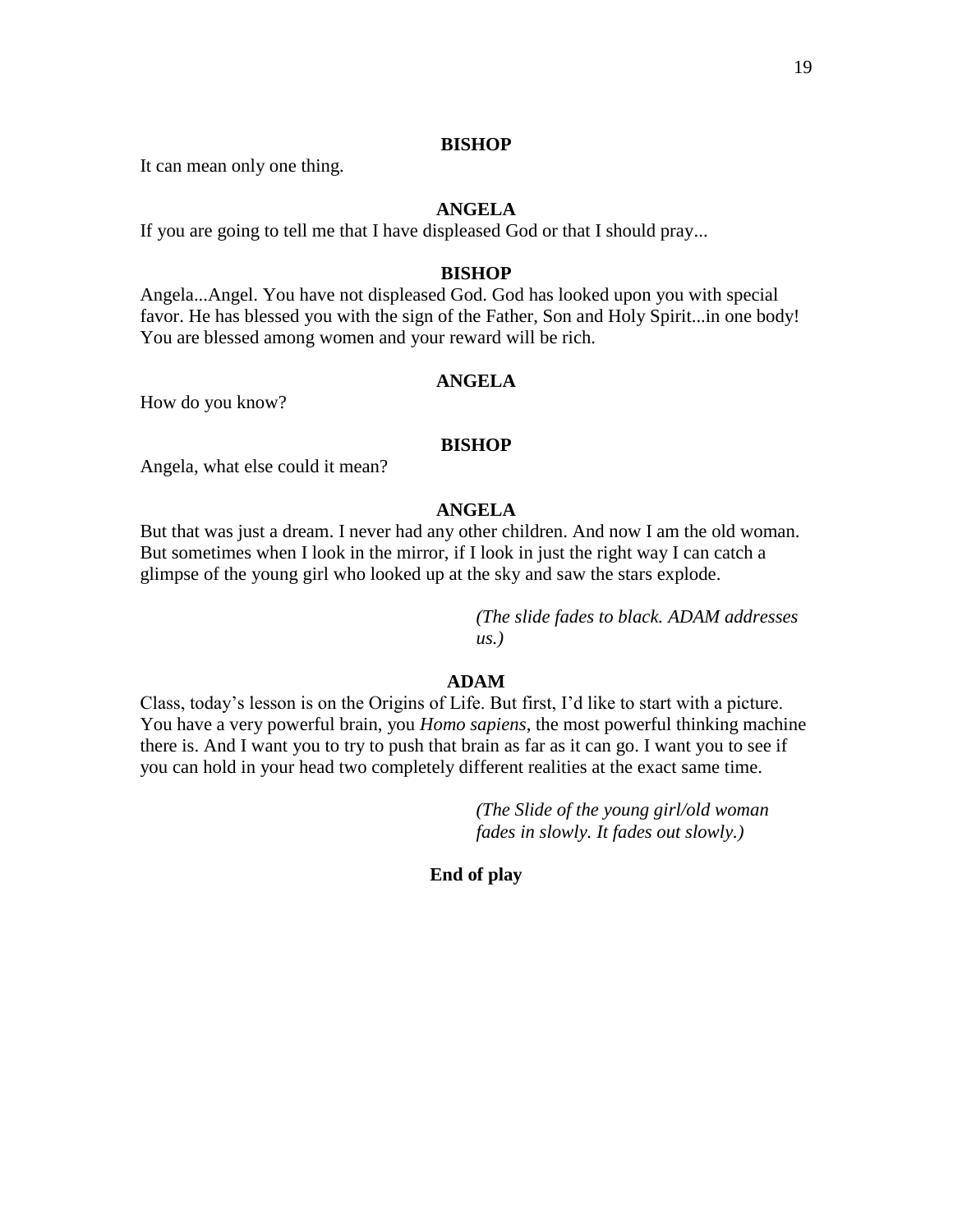**BISHOP**

It can mean only one thing.

**ANGELA**

If you are going to tell me that I have displeased God or that I should pray...

**BISHOP**

Angela...Angel. You have not displeased God. God has looked upon you with special favor. He has blessed you with the sign of the Father, Son and Holy Spirit...in one body! You are blessed among women and your reward will be rich.

**ANGELA**

How do you know?

**BISHOP**

Angela, what else could it mean?

**ANGELA**

But that was just a dream. I never had any other children. And now I am the old woman. But sometimes when I look in the mirror, if I look in just the right way I can catch a glimpse of the young girl who looked up at the sky and saw the stars explode.

*(The slide fades to black. ADAM addresses us.)*

**ADAM**

Class, today's lesson is on the Origins of Life. But first, I'd like to start with a picture. You have a very powerful brain, you *Homo sapiens*, the most powerful thinking machine there is. And I want you to try to push that brain as far as it can go. I want you to see if you can hold in your head two completely different realities at the exact same time.

*(The Slide of the young girl/old woman fades in slowly. It fades out slowly.)*

**End of play**